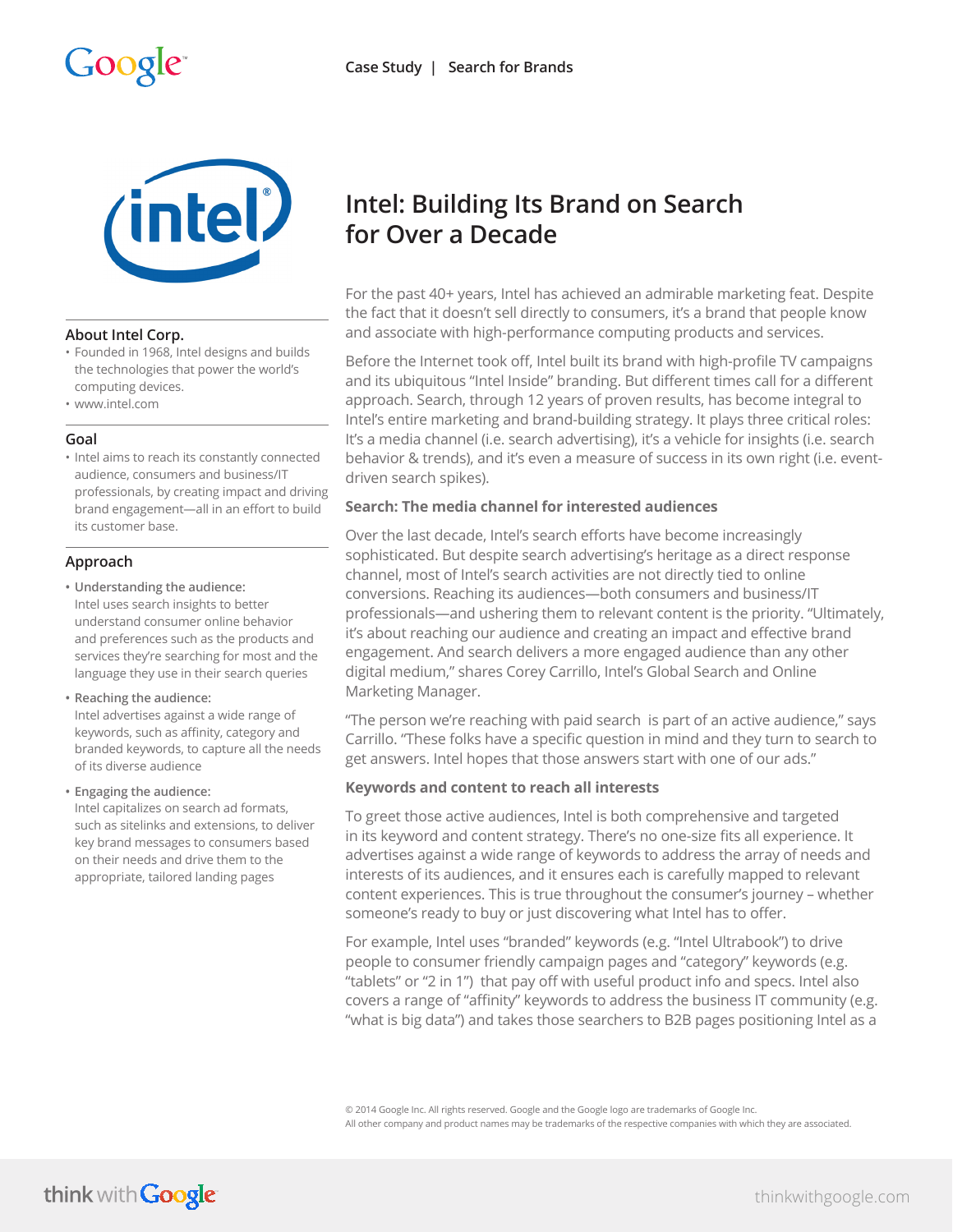Case Study | Search for Brands

# Intel: Building Its Brand on Search for Over a Decade

### About Intel Corp.

- Founded in 1968, Intel designs and builds the technologies that power the world's computing devices.
- www.intel.com

### Goal

- Intel aims to reach its constantly connected audience, consumers and business/IT professionals, by creating impact and driving brand engagement—all in an effort to build its customer base.

### Approach

- **Understanding the audience:** Intel uses search insights to better understand consumer online behavior and preferences such as the products and services they're searching for most and the language they use in their search queries
- **Reaching the audience:** Intel advertises against a wide range of keywords, such as affinity, category and branded keywords, to capture all the needs of its diverse audience
- **Engaging the audience:** Intel capitalizes on search ad formats, such as sitelinks and extensions, to deliver key brand messages to consumers based on their needs and drive them to the appropriate, tailored landing pages

For the past 40+ years, Intel has achieved an admirable marketing feat. Despite the fact that it doesn't sell directly to consumers, it's a brand that people know and associate with high-performance computing products and services.

Before the Internet took off, Intel built its brand with high-profile TV campaigns and its ubiquitous "Intel Inside" branding. But different times call for a different approach. Search, through 12 years of proven results, has become integral to Intel's entire marketing and brand-building strategy. It plays three critical roles: It's a media channel (i.e. search advertising), it's a vehicle for insights (i.e. search behavior & trends), and it's even a measure of success in its own right (i.e. event-driven search spikes).

### Search: The media channel for interested audiences

Over the last decade, Intel's search efforts have become increasingly sophisticated. But despite search advertising's heritage as a direct response channel, most of Intel's search activities are not directly tied to online conversions. Reaching its audiences—both consumers and business/IT professionals—and ushering them to relevant content is the priority. "Ultimately, it's about reaching our audience and creating an impact and effective brand engagement. And search delivers a more engaged audience than any other digital medium," shares Corey Carrillo, Intel's Global Search and Online Marketing Manager.

"The person we're reaching with paid search is part of an active audience," says Carrillo. "These folks have a specific question in mind and they turn to search to get answers. Intel hopes that those answers start with one of our ads."

### Keywords and content to reach all interests

To greet those active audiences, Intel is both comprehensive and targeted in its keyword and content strategy. There's no one-size fits all experience. It advertises against a wide range of keywords to address the array of needs and interests of its audiences, and it ensures each is carefully mapped to relevant content experiences. This is true throughout the consumer's journey – whether someone's ready to buy or just discovering what Intel has to offer.

For example, Intel uses "branded" keywords (e.g. "Intel Ultrabook") to drive people to consumer friendly campaign pages and "category" keywords (e.g. "tablets" or "2 in 1") that pay off with useful product info and specs. Intel also covers a range of "affinity" keywords to address the business IT community (e.g. "what is big data") and takes those searchers to B2B pages positioning Intel as a

© 2014 Google Inc. All rights reserved. Google and the Google logo are trademarks of Google Inc.
All other company and product names may be trademarks of the respective companies with which they are associated.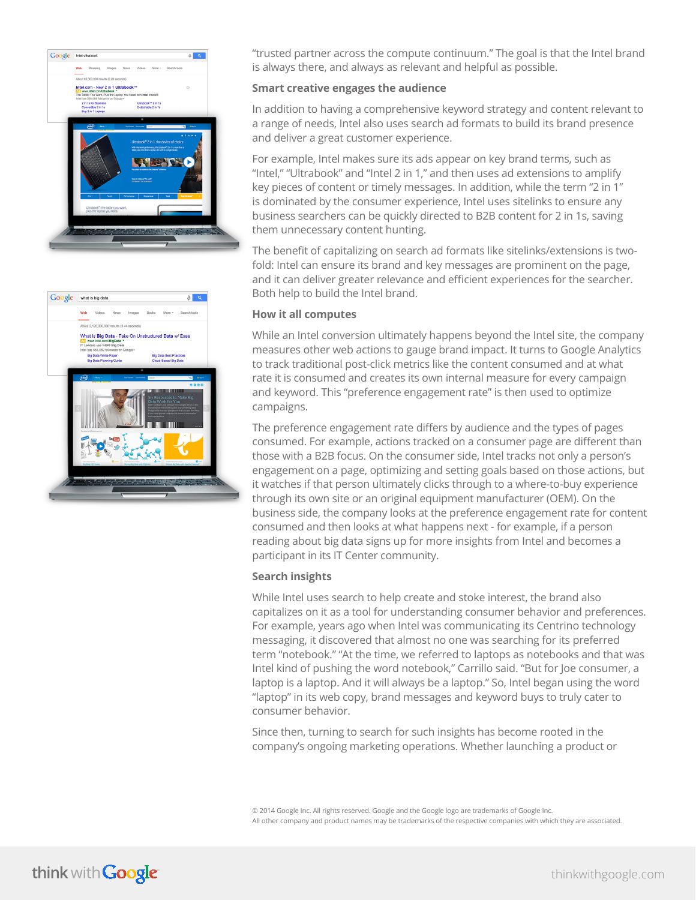"trusted partner across the compute continuum." The goal is that the Intel brand is always there, and always as relevant and helpful as possible.

### Smart creative engages the audience

In addition to having a comprehensive keyword strategy and content relevant to a range of needs, Intel also uses search ad formats to build its brand presence and deliver a great customer experience.

For example, Intel makes sure its ads appear on key brand terms, such as "Intel," "Ultrabook" and "Intel 2 in 1," and then uses ad extensions to amplify key pieces of content or timely messages. In addition, while the term "2 in 1" is dominated by the consumer experience, Intel uses sitelinks to ensure any business searchers can be quickly directed to B2B content for 2 in 1s, saving them unnecessary content hunting.

The benefit of capitalizing on search ad formats like sitelinks/extensions is two-fold: Intel can ensure its brand and key messages are prominent on the page, and it can deliver greater relevance and efficient experiences for the searcher. Both help to build the Intel brand.

### How it all computes

While an Intel conversion ultimately happens beyond the Intel site, the company measures other web actions to gauge brand impact. It turns to Google Analytics to track traditional post-click metrics like the content consumed and at what rate it is consumed and creates its own internal measure for every campaign and keyword. This "preference engagement rate" is then used to optimize campaigns.

The preference engagement rate differs by audience and the types of pages consumed. For example, actions tracked on a consumer page are different than those with a B2B focus. On the consumer side, Intel tracks not only a person's engagement on a page, optimizing and setting goals based on those actions, but it watches if that person ultimately clicks through to a where-to-buy experience through its own site or an original equipment manufacturer (OEM). On the business side, the company looks at the preference engagement rate for content consumed and then looks at what happens next - for example, if a person reading about big data signs up for more insights from Intel and becomes a participant in its IT Center community.

### Search insights

While Intel uses search to help create and stoke interest, the brand also capitalizes on it as a tool for understanding consumer behavior and preferences. For example, years ago when Intel was communicating its Centrino technology messaging, it discovered that almost no one was searching for its preferred term "notebook." "At the time, we referred to laptops as notebooks and that was Intel kind of pushing the word notebook," Carrillo said. "But for Joe consumer, a laptop is a laptop. And it will always be a laptop." So, Intel began using the word "laptop" in its web copy, brand messages and keyword buys to truly cater to consumer behavior.

Since then, turning to search for such insights has become rooted in the company's ongoing marketing operations. Whether launching a product or

© 2014 Google Inc. All rights reserved. Google and the Google logo are trademarks of Google Inc.
All other company and product names may be trademarks of the respective companies with which they are associated.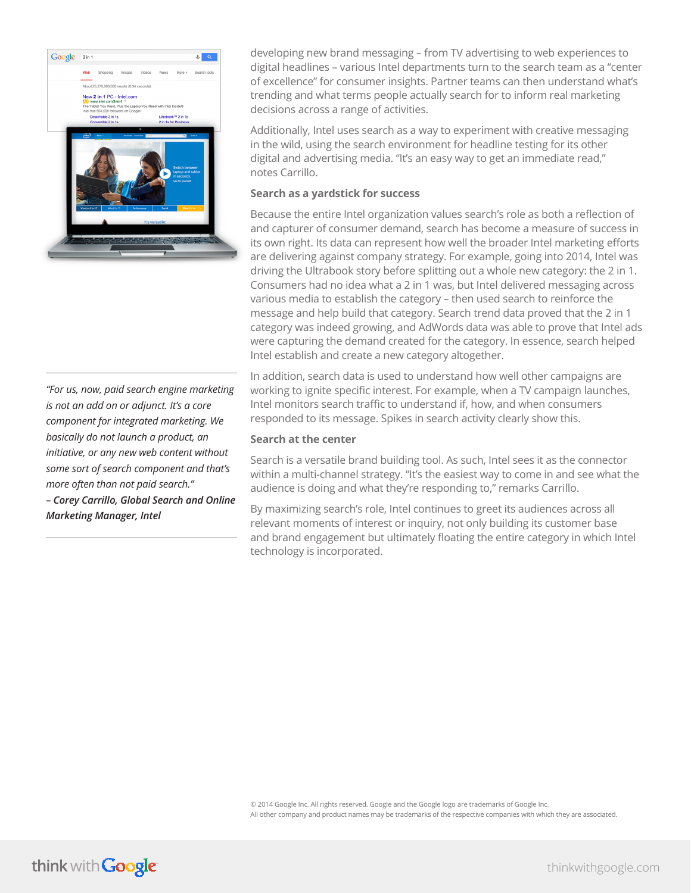developing new brand messaging – from TV advertising to web experiences to digital headlines – various Intel departments turn to the search team as a "center of excellence" for consumer insights. Partner teams can then understand what's trending and what terms people actually search for to inform real marketing decisions across a range of activities.

Additionally, Intel uses search as a way to experiment with creative messaging in the wild, using the search environment for headline testing for its other digital and advertising media. "It's an easy way to get an immediate read," notes Carrillo.

### Search as a yardstick for success

Because the entire Intel organization values search's role as both a reflection of and capturer of consumer demand, search has become a measure of success in its own right. Its data can represent how well the broader Intel marketing efforts are delivering against company strategy. For example, going into 2014, Intel was driving the Ultrabook story before splitting out a whole new category: the 2 in 1. Consumers had no idea what a 2 in 1 was, but Intel delivered messaging across various media to establish the category – then used search to reinforce the message and help build that category. Search trend data proved that the 2 in 1 category was indeed growing, and AdWords data was able to prove that Intel ads were capturing the demand created for the category. In essence, search helped Intel establish and create a new category altogether.

In addition, search data is used to understand how well other campaigns are working to ignite specific interest. For example, when a TV campaign launches, Intel monitors search traffic to understand if, how, and when consumers responded to its message. Spikes in search activity clearly show this.

### Search at the center

Search is a versatile brand building tool. As such, Intel sees it as the connector within a multi-channel strategy. "It's the easiest way to come in and see what the audience is doing and what they're responding to," remarks Carrillo.

By maximizing search's role, Intel continues to greet its audiences across all relevant moments of interest or inquiry, not only building its customer base and brand engagement but ultimately floating the entire category in which Intel technology is incorporated.

---

*"For us, now, paid search engine marketing is not an add on or adjunct. It's a core component for integrated marketing. We basically do not launch a product, an initiative, or any new web content without some sort of search component and that's more often than not paid search."*

***– Corey Carrillo, Global Search and Online Marketing Manager, Intel***

---

© 2014 Google Inc. All rights reserved. Google and the Google logo are trademarks of Google Inc.
All other company and product names may be trademarks of the respective companies with which they are associated.